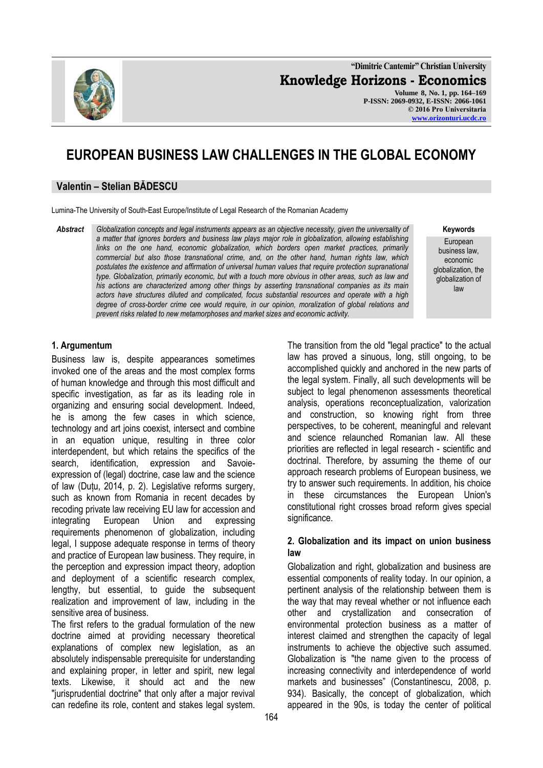# EUROPEAN BUSINESS LAW CHALLENGES IN THE GLOBAL ECONOMY

**Valentin – Stelian BĂDESCU**

Lumina-The University of South-East Europe/Institute of Legal Research of the Romanian Academy

**Abstract**

*Globalization concepts and legal instruments appears as an objective necessity, given the universality of a matter that ignores borders and business law plays major role in globalization, allowing establishing links on the one hand, economic globalization, which borders open market practices, primarily commercial but also those transnational crime, and, on the other hand, human rights law, which postulates the existence and affirmation of universal human values that require protection supranational type. Globalization, primarily economic, but with a touch more obvious in other areas, such as law and his actions are characterized among other things by asserting transnational companies as its main actors have structures diluted and complicated, focus substantial resources and operate with a high degree of cross-border crime cee would require, in our opinion, moralization of global relations and prevent risks related to new metamorphoses and market sizes and economic activity.*

**Keywords**

European business law, economic globalization, the globalization of law

## 1. Argumentum

Business law is, despite appearances sometimes invoked one of the areas and the most complex forms of human knowledge and through this most difficult and specific investigation, as far as its leading role in organizing and ensuring social development. Indeed, he is among the few cases in which science, technology and art joins coexist, intersect and combine in an equation unique, resulting in three color interdependent, but which retains the specifics of the search, identification, expression and Savoie-expression of (legal) doctrine, case law and the science of law (Duțu, 2014, p. 2). Legislative reforms surgery, such as known from Romania in recent decades by recoding private law receiving EU law for accession and integrating European Union and expressing requirements phenomenon of globalization, including legal, I suppose adequate response in terms of theory and practice of European law business. They require, in the perception and expression impact theory, adoption and deployment of a scientific research complex, lengthy, but essential, to guide the subsequent realization and improvement of law, including in the sensitive area of business.

The first refers to the gradual formulation of the new doctrine aimed at providing necessary theoretical explanations of complex new legislation, as an absolutely indispensable prerequisite for understanding and explaining proper, in letter and spirit, new legal texts. Likewise, it should act and the new "jurisprudential doctrine" that only after a major revival can redefine its role, content and stakes legal system. The transition from the old "legal practice" to the actual law has proved a sinuous, long, still ongoing, to be accomplished quickly and anchored in the new parts of the legal system. Finally, all such developments will be subject to legal phenomenon assessments theoretical analysis, operations reconceptualization, valorization and construction, so knowing right from three perspectives, to be coherent, meaningful and relevant and science relaunched Romanian law. All these priorities are reflected in legal research - scientific and doctrinal. Therefore, by assuming the theme of our approach research problems of European business, we try to answer such requirements. In addition, his choice in these circumstances the European Union's constitutional right crosses broad reform gives special significance.

## 2. Globalization and its impact on union business law

Globalization and right, globalization and business are essential components of reality today. In our opinion, a pertinent analysis of the relationship between them is the way that may reveal whether or not influence each other and crystallization and consecration of environmental protection business as a matter of interest claimed and strengthen the capacity of legal instruments to achieve the objective such assumed. Globalization is "the name given to the process of increasing connectivity and interdependence of world markets and businesses" (Constantinescu, 2008, p. 934). Basically, the concept of globalization, which appeared in the 90s, is today the center of political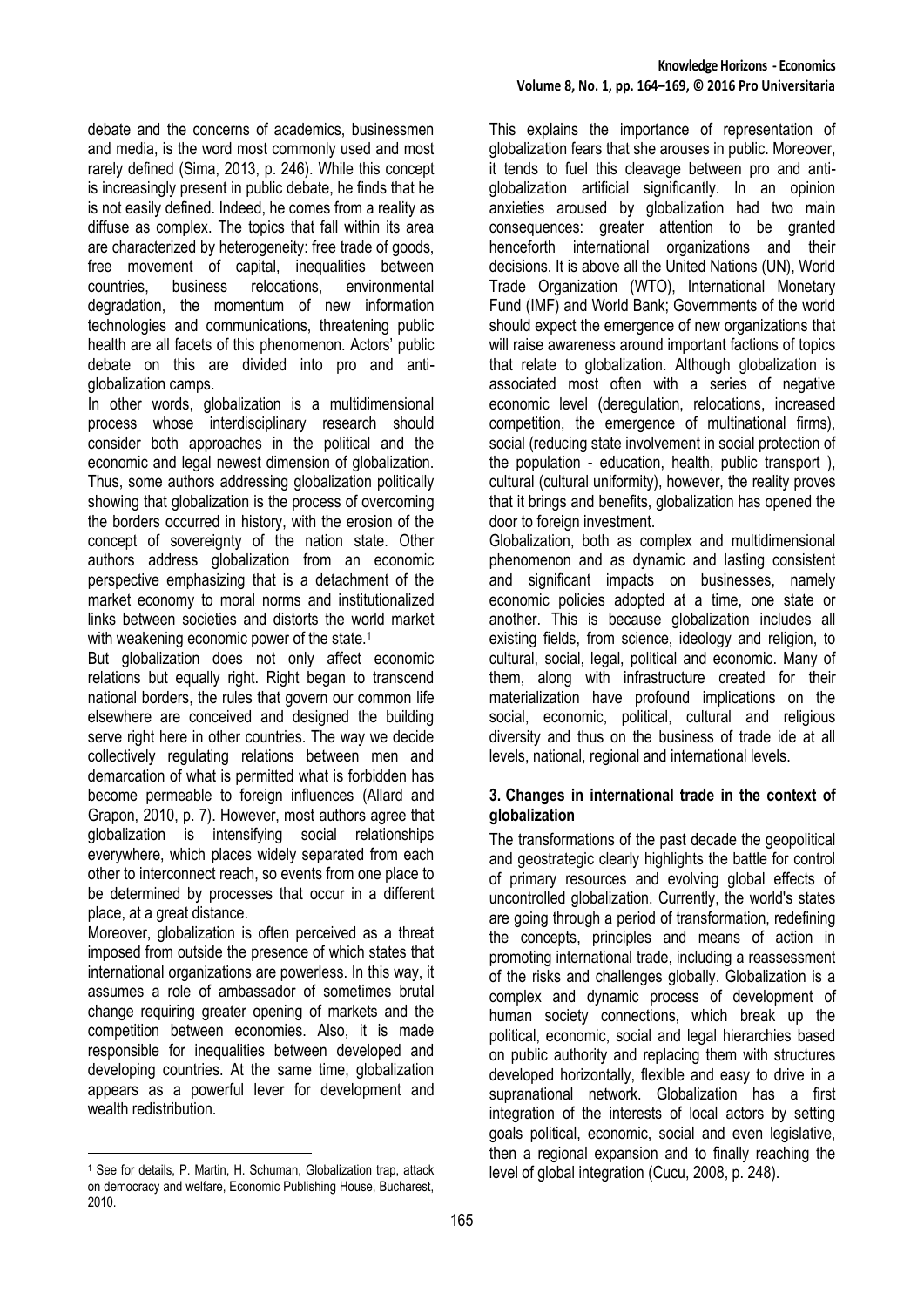debate and the concerns of academics, businessmen and media, is the word most commonly used and most rarely defined (Sima, 2013, p. 246). While this concept is increasingly present in public debate, he finds that he is not easily defined. Indeed, he comes from a reality as diffuse as complex. The topics that fall within its area are characterized by heterogeneity: free trade of goods, free movement of capital, inequalities between countries, business relocations, environmental degradation, the momentum of new information technologies and communications, threatening public health are all facets of this phenomenon. Actors' public debate on this are divided into pro and anti-globalization camps.

In other words, globalization is a multidimensional process whose interdisciplinary research should consider both approaches in the political and the economic and legal newest dimension of globalization. Thus, some authors addressing globalization politically showing that globalization is the process of overcoming the borders occurred in history, with the erosion of the concept of sovereignty of the nation state. Other authors address globalization from an economic perspective emphasizing that is a detachment of the market economy to moral norms and institutionalized links between societies and distorts the world market with weakening economic power of the state.[1]

But globalization does not only affect economic relations but equally right. Right began to transcend national borders, the rules that govern our common life elsewhere are conceived and designed the building serve right here in other countries. The way we decide collectively regulating relations between men and demarcation of what is permitted what is forbidden has become permeable to foreign influences (Allard and Grapon, 2010, p. 7). However, most authors agree that globalization is intensifying social relationships everywhere, which places widely separated from each other to interconnect reach, so events from one place to be determined by processes that occur in a different place, at a great distance.

Moreover, globalization is often perceived as a threat imposed from outside the presence of which states that international organizations are powerless. In this way, it assumes a role of ambassador of sometimes brutal change requiring greater opening of markets and the competition between economies. Also, it is made responsible for inequalities between developed and developing countries. At the same time, globalization appears as a powerful lever for development and wealth redistribution.

This explains the importance of representation of globalization fears that she arouses in public. Moreover, it tends to fuel this cleavage between pro and anti-globalization artificial significantly. In an opinion anxieties aroused by globalization had two main consequences: greater attention to be granted henceforth international organizations and their decisions. It is above all the United Nations (UN), World Trade Organization (WTO), International Monetary Fund (IMF) and World Bank; Governments of the world should expect the emergence of new organizations that will raise awareness around important factions of topics that relate to globalization. Although globalization is associated most often with a series of negative economic level (deregulation, relocations, increased competition, the emergence of multinational firms), social (reducing state involvement in social protection of the population - education, health, public transport ), cultural (cultural uniformity), however, the reality proves that it brings and benefits, globalization has opened the door to foreign investment.

Globalization, both as complex and multidimensional phenomenon and as dynamic and lasting consistent and significant impacts on businesses, namely economic policies adopted at a time, one state or another. This is because globalization includes all existing fields, from science, ideology and religion, to cultural, social, legal, political and economic. Many of them, along with infrastructure created for their materialization have profound implications on the social, economic, political, cultural and religious diversity and thus on the business of trade ide at all levels, national, regional and international levels.

### 3. Changes in international trade in the context of globalization

The transformations of the past decade the geopolitical and geostrategic clearly highlights the battle for control of primary resources and evolving global effects of uncontrolled globalization. Currently, the world's states are going through a period of transformation, redefining the concepts, principles and means of action in promoting international trade, including a reassessment of the risks and challenges globally. Globalization is a complex and dynamic process of development of human society connections, which break up the political, economic, social and legal hierarchies based on public authority and replacing them with structures developed horizontally, flexible and easy to drive in a supranational network. Globalization has a first integration of the interests of local actors by setting goals political, economic, social and even legislative, then a regional expansion and to finally reaching the level of global integration (Cucu, 2008, p. 248).

---

[1] See for details, P. Martin, H. Schuman, Globalization trap, attack on democracy and welfare, Economic Publishing House, Bucharest, 2010.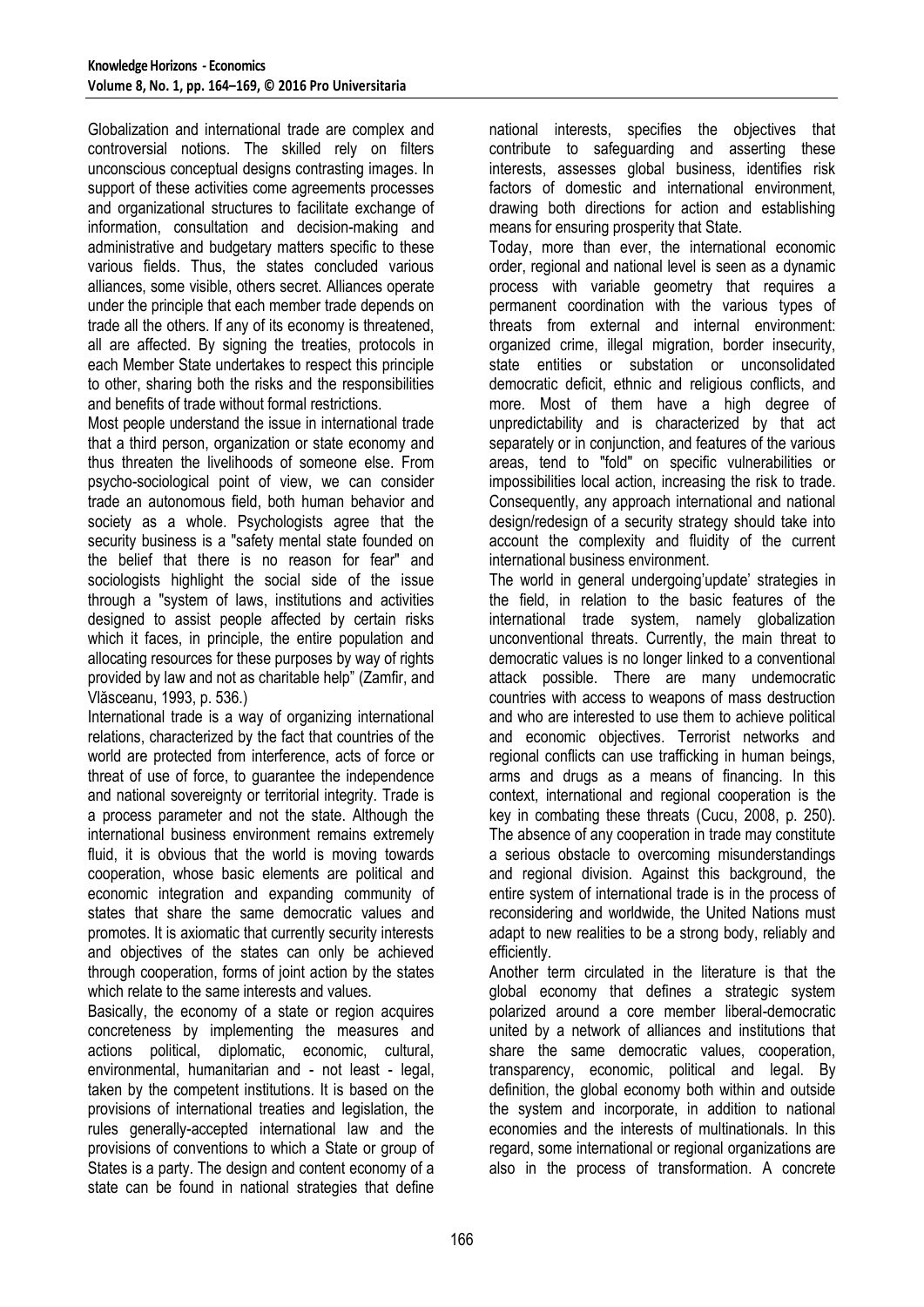Globalization and international trade are complex and controversial notions. The skilled rely on filters unconscious conceptual designs contrasting images. In support of these activities come agreements processes and organizational structures to facilitate exchange of information, consultation and decision-making and administrative and budgetary matters specific to these various fields. Thus, the states concluded various alliances, some visible, others secret. Alliances operate under the principle that each member trade depends on trade all the others. If any of its economy is threatened, all are affected. By signing the treaties, protocols in each Member State undertakes to respect this principle to other, sharing both the risks and the responsibilities and benefits of trade without formal restrictions.

Most people understand the issue in international trade that a third person, organization or state economy and thus threaten the livelihoods of someone else. From psycho-sociological point of view, we can consider trade an autonomous field, both human behavior and society as a whole. Psychologists agree that the security business is a "safety mental state founded on the belief that there is no reason for fear" and sociologists highlight the social side of the issue through a "system of laws, institutions and activities designed to assist people affected by certain risks which it faces, in principle, the entire population and allocating resources for these purposes by way of rights provided by law and not as charitable help" (Zamfir, and Vlăsceanu, 1993, p. 536.)

International trade is a way of organizing international relations, characterized by the fact that countries of the world are protected from interference, acts of force or threat of use of force, to guarantee the independence and national sovereignty or territorial integrity. Trade is a process parameter and not the state. Although the international business environment remains extremely fluid, it is obvious that the world is moving towards cooperation, whose basic elements are political and economic integration and expanding community of states that share the same democratic values and promotes. It is axiomatic that currently security interests and objectives of the states can only be achieved through cooperation, forms of joint action by the states which relate to the same interests and values.

Basically, the economy of a state or region acquires concreteness by implementing the measures and actions political, diplomatic, economic, cultural, environmental, humanitarian and - not least - legal, taken by the competent institutions. It is based on the provisions of international treaties and legislation, the rules generally-accepted international law and the provisions of conventions to which a State or group of States is a party. The design and content economy of a state can be found in national strategies that define national interests, specifies the objectives that contribute to safeguarding and asserting these interests, assesses global business, identifies risk factors of domestic and international environment, drawing both directions for action and establishing means for ensuring prosperity that State.

Today, more than ever, the international economic order, regional and national level is seen as a dynamic process with variable geometry that requires a permanent coordination with the various types of threats from external and internal environment: organized crime, illegal migration, border insecurity, state entities or substation or unconsolidated democratic deficit, ethnic and religious conflicts, and more. Most of them have a high degree of unpredictability and is characterized by that act separately or in conjunction, and features of the various areas, tend to "fold" on specific vulnerabilities or impossibilities local action, increasing the risk to trade. Consequently, any approach international and national design/redesign of a security strategy should take into account the complexity and fluidity of the current international business environment.

The world in general undergoing'update' strategies in the field, in relation to the basic features of the international trade system, namely globalization unconventional threats. Currently, the main threat to democratic values is no longer linked to a conventional attack possible. There are many undemocratic countries with access to weapons of mass destruction and who are interested to use them to achieve political and economic objectives. Terrorist networks and regional conflicts can use trafficking in human beings, arms and drugs as a means of financing. In this context, international and regional cooperation is the key in combating these threats (Cucu, 2008, p. 250). The absence of any cooperation in trade may constitute a serious obstacle to overcoming misunderstandings and regional division. Against this background, the entire system of international trade is in the process of reconsidering and worldwide, the United Nations must adapt to new realities to be a strong body, reliably and efficiently.

Another term circulated in the literature is that the global economy that defines a strategic system polarized around a core member liberal-democratic united by a network of alliances and institutions that share the same democratic values, cooperation, transparency, economic, political and legal. By definition, the global economy both within and outside the system and incorporate, in addition to national economies and the interests of multinationals. In this regard, some international or regional organizations are also in the process of transformation. A concrete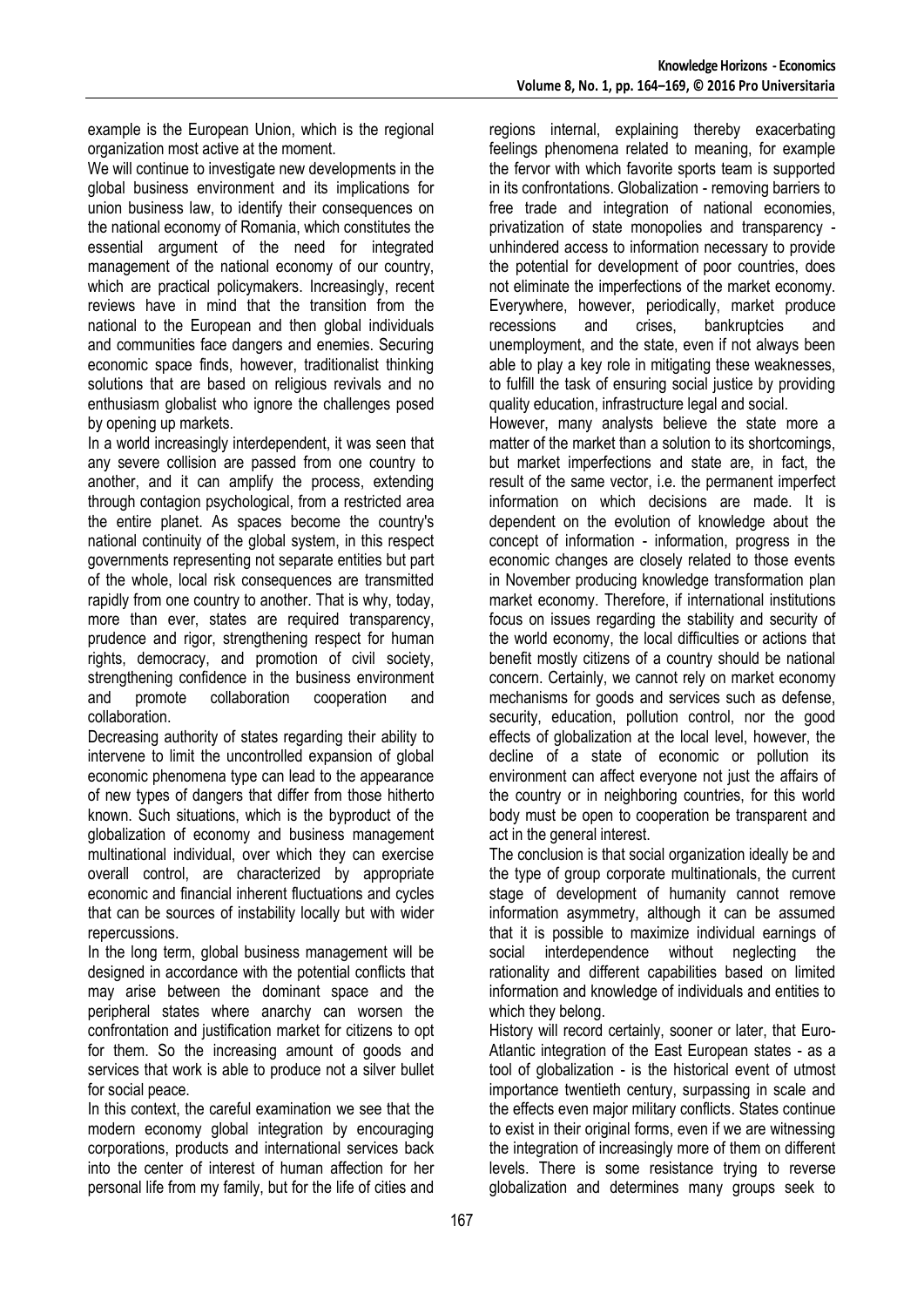example is the European Union, which is the regional organization most active at the moment.

We will continue to investigate new developments in the global business environment and its implications for union business law, to identify their consequences on the national economy of Romania, which constitutes the essential argument of the need for integrated management of the national economy of our country, which are practical policymakers. Increasingly, recent reviews have in mind that the transition from the national to the European and then global individuals and communities face dangers and enemies. Securing economic space finds, however, traditionalist thinking solutions that are based on religious revivals and no enthusiasm globalist who ignore the challenges posed by opening up markets.

In a world increasingly interdependent, it was seen that any severe collision are passed from one country to another, and it can amplify the process, extending through contagion psychological, from a restricted area the entire planet. As spaces become the country's national continuity of the global system, in this respect governments representing not separate entities but part of the whole, local risk consequences are transmitted rapidly from one country to another. That is why, today, more than ever, states are required transparency, prudence and rigor, strengthening respect for human rights, democracy, and promotion of civil society, strengthening confidence in the business environment and promote collaboration cooperation and collaboration.

Decreasing authority of states regarding their ability to intervene to limit the uncontrolled expansion of global economic phenomena type can lead to the appearance of new types of dangers that differ from those hitherto known. Such situations, which is the byproduct of the globalization of economy and business management multinational individual, over which they can exercise overall control, are characterized by appropriate economic and financial inherent fluctuations and cycles that can be sources of instability locally but with wider repercussions.

In the long term, global business management will be designed in accordance with the potential conflicts that may arise between the dominant space and the peripheral states where anarchy can worsen the confrontation and justification market for citizens to opt for them. So the increasing amount of goods and services that work is able to produce not a silver bullet for social peace.

In this context, the careful examination we see that the modern economy global integration by encouraging corporations, products and international services back into the center of interest of human affection for her personal life from my family, but for the life of cities and regions internal, explaining thereby exacerbating feelings phenomena related to meaning, for example the fervor with which favorite sports team is supported in its confrontations. Globalization - removing barriers to free trade and integration of national economies, privatization of state monopolies and transparency - unhindered access to information necessary to provide the potential for development of poor countries, does not eliminate the imperfections of the market economy. Everywhere, however, periodically, market produce recessions and crises, bankruptcies and unemployment, and the state, even if not always been able to play a key role in mitigating these weaknesses, to fulfill the task of ensuring social justice by providing quality education, infrastructure legal and social.

However, many analysts believe the state more a matter of the market than a solution to its shortcomings, but market imperfections and state are, in fact, the result of the same vector, i.e. the permanent imperfect information on which decisions are made. It is dependent on the evolution of knowledge about the concept of information - information, progress in the economic changes are closely related to those events in November producing knowledge transformation plan market economy. Therefore, if international institutions focus on issues regarding the stability and security of the world economy, the local difficulties or actions that benefit mostly citizens of a country should be national concern. Certainly, we cannot rely on market economy mechanisms for goods and services such as defense, security, education, pollution control, nor the good effects of globalization at the local level, however, the decline of a state of economic or pollution its environment can affect everyone not just the affairs of the country or in neighboring countries, for this world body must be open to cooperation be transparent and act in the general interest.

The conclusion is that social organization ideally be and the type of group corporate multinationals, the current stage of development of humanity cannot remove information asymmetry, although it can be assumed that it is possible to maximize individual earnings of social interdependence without neglecting the rationality and different capabilities based on limited information and knowledge of individuals and entities to which they belong.

History will record certainly, sooner or later, that Euro-Atlantic integration of the East European states - as a tool of globalization - is the historical event of utmost importance twentieth century, surpassing in scale and the effects even major military conflicts. States continue to exist in their original forms, even if we are witnessing the integration of increasingly more of them on different levels. There is some resistance trying to reverse globalization and determines many groups seek to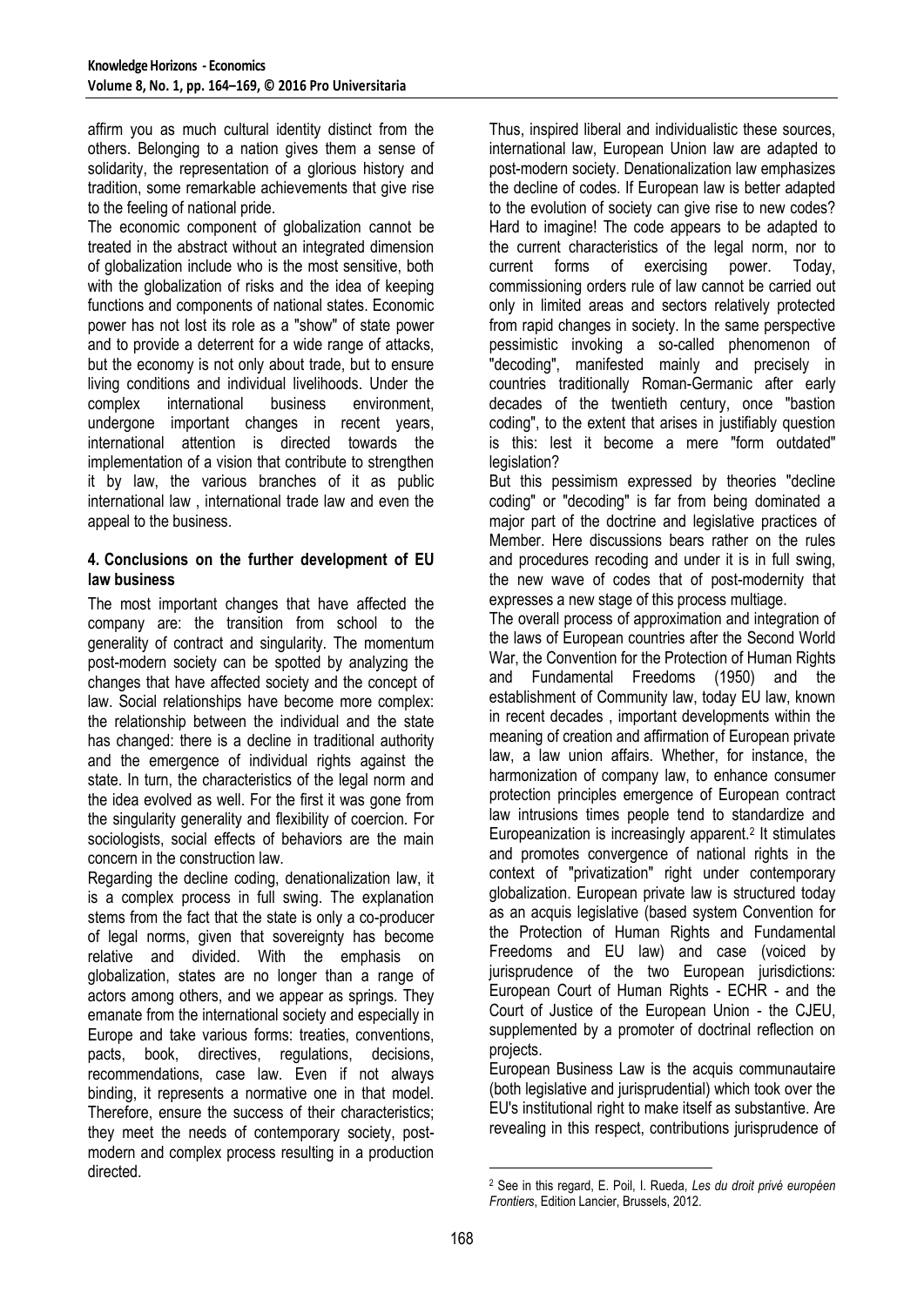affirm you as much cultural identity distinct from the others. Belonging to a nation gives them a sense of solidarity, the representation of a glorious history and tradition, some remarkable achievements that give rise to the feeling of national pride.

The economic component of globalization cannot be treated in the abstract without an integrated dimension of globalization include who is the most sensitive, both with the globalization of risks and the idea of keeping functions and components of national states. Economic power has not lost its role as a "show" of state power and to provide a deterrent for a wide range of attacks, but the economy is not only about trade, but to ensure living conditions and individual livelihoods. Under the complex international business environment, undergone important changes in recent years, international attention is directed towards the implementation of a vision that contribute to strengthen it by law, the various branches of it as public international law , international trade law and even the appeal to the business.

### 4. Conclusions on the further development of EU law business

The most important changes that have affected the company are: the transition from school to the generality of contract and singularity. The momentum post-modern society can be spotted by analyzing the changes that have affected society and the concept of law. Social relationships have become more complex: the relationship between the individual and the state has changed: there is a decline in traditional authority and the emergence of individual rights against the state. In turn, the characteristics of the legal norm and the idea evolved as well. For the first it was gone from the singularity generality and flexibility of coercion. For sociologists, social effects of behaviors are the main concern in the construction law.

Regarding the decline coding, denationalization law, it is a complex process in full swing. The explanation stems from the fact that the state is only a co-producer of legal norms, given that sovereignty has become relative and divided. With the emphasis on globalization, states are no longer than a range of actors among others, and we appear as springs. They emanate from the international society and especially in Europe and take various forms: treaties, conventions, pacts, book, directives, regulations, decisions, recommendations, case law. Even if not always binding, it represents a normative one in that model. Therefore, ensure the success of their characteristics; they meet the needs of contemporary society, post-modern and complex process resulting in a production directed.

Thus, inspired liberal and individualistic these sources, international law, European Union law are adapted to post-modern society. Denationalization law emphasizes the decline of codes. If European law is better adapted to the evolution of society can give rise to new codes? Hard to imagine! The code appears to be adapted to the current characteristics of the legal norm, nor to current forms of exercising power. Today, commissioning orders rule of law cannot be carried out only in limited areas and sectors relatively protected from rapid changes in society. In the same perspective pessimistic invoking a so-called phenomenon of "decoding", manifested mainly and precisely in countries traditionally Roman-Germanic after early decades of the twentieth century, once "bastion coding", to the extent that arises in justifiably question is this: lest it become a mere "form outdated" legislation?

But this pessimism expressed by theories "decline coding" or "decoding" is far from being dominated a major part of the doctrine and legislative practices of Member. Here discussions bears rather on the rules and procedures recoding and under it is in full swing, the new wave of codes that of post-modernity that expresses a new stage of this process multiage.

The overall process of approximation and integration of the laws of European countries after the Second World War, the Convention for the Protection of Human Rights and Fundamental Freedoms (1950) and the establishment of Community law, today EU law, known in recent decades , important developments within the meaning of creation and affirmation of European private law, a law union affairs. Whether, for instance, the harmonization of company law, to enhance consumer protection principles emergence of European contract law intrusions times people tend to standardize and Europeanization is increasingly apparent.[2] It stimulates and promotes convergence of national rights in the context of "privatization" right under contemporary globalization. European private law is structured today as an acquis legislative (based system Convention for the Protection of Human Rights and Fundamental Freedoms and EU law) and case (voiced by jurisprudence of the two European jurisdictions: European Court of Human Rights - ECHR - and the Court of Justice of the European Union - the CJEU, supplemented by a promoter of doctrinal reflection on projects.

European Business Law is the acquis communautaire (both legislative and jurisprudential) which took over the EU's institutional right to make itself as substantive. Are revealing in this respect, contributions jurisprudence of

[2] See in this regard, E. Poil, I. Rueda, *Les du droit privé européen Frontiers*, Edition Lancier, Brussels, 2012.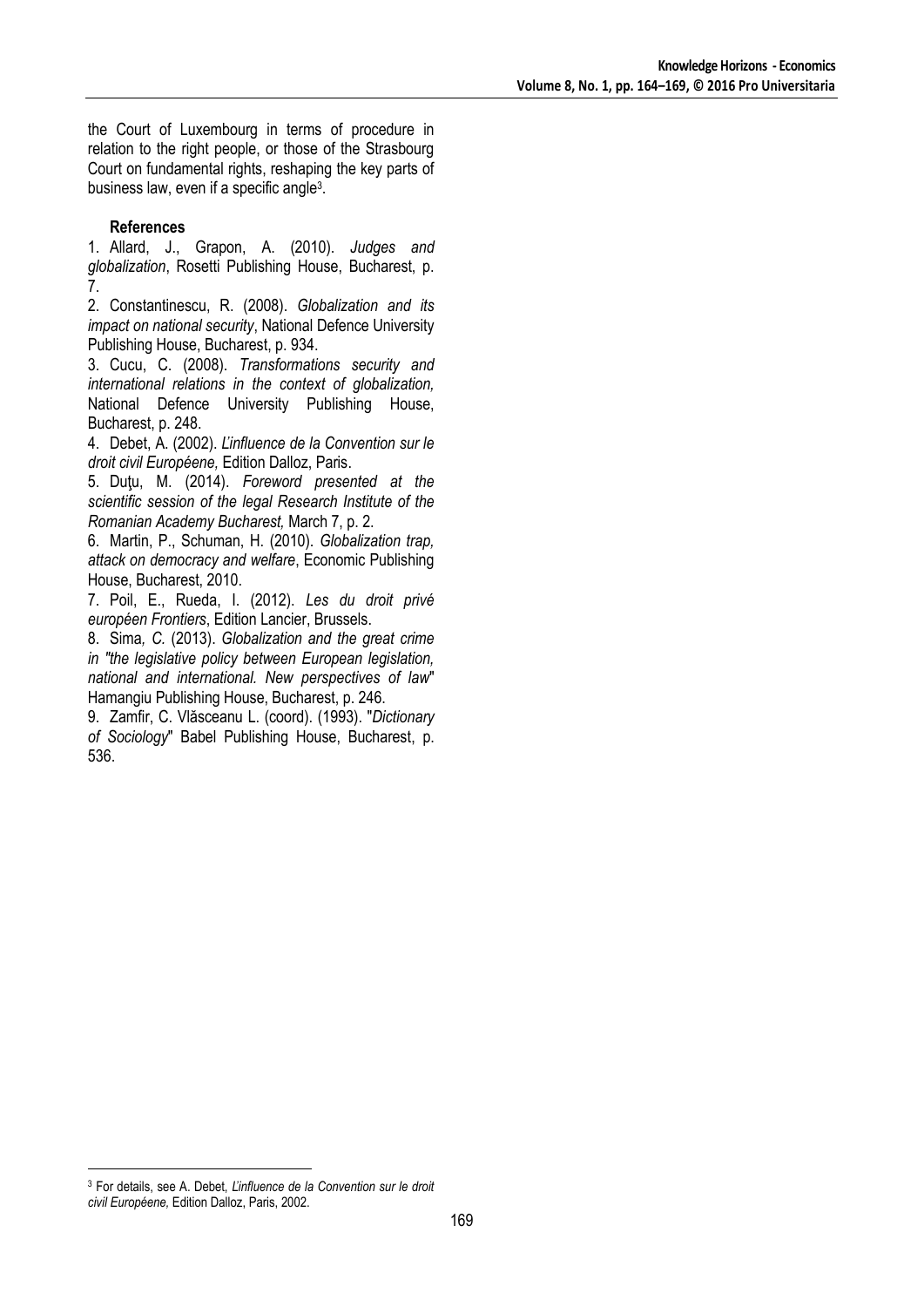the Court of Luxembourg in terms of procedure in relation to the right people, or those of the Strasbourg Court on fundamental rights, reshaping the key parts of business law, even if a specific angle[3].

### References

1. Allard, J., Grapon, A. (2010). *Judges and globalization*, Rosetti Publishing House, Bucharest, p. 7.
2. Constantinescu, R. (2008). *Globalization and its impact on national security*, National Defence University Publishing House, Bucharest, p. 934.
3. Cucu, C. (2008). *Transformations security and international relations in the context of globalization,* National Defence University Publishing House, Bucharest, p. 248.
4. Debet, A. (2002). *L'influence de la Convention sur le droit civil Européene,* Edition Dalloz, Paris.
5. Duţu, M. (2014). *Foreword presented at the scientific session of the legal Research Institute of the Romanian Academy Bucharest,* March 7, p. 2.
6. Martin, P., Schuman, H. (2010). *Globalization trap, attack on democracy and welfare*, Economic Publishing House, Bucharest, 2010.
7. Poil, E., Rueda, I. (2012). *Les du droit privé européen Frontiers*, Edition Lancier, Brussels.
8. Sima*, C.* (2013). *Globalization and the great crime in "the legislative policy between European legislation, national and international. New perspectives of law*" Hamangiu Publishing House, Bucharest, p. 246.
9. Zamfir, C. Vlăsceanu L. (coord). (1993). "*Dictionary of Sociology*" Babel Publishing House, Bucharest, p. 536.

---

[3] For details, see A. Debet, *L'influence de la Convention sur le droit civil Européene,* Edition Dalloz, Paris, 2002.